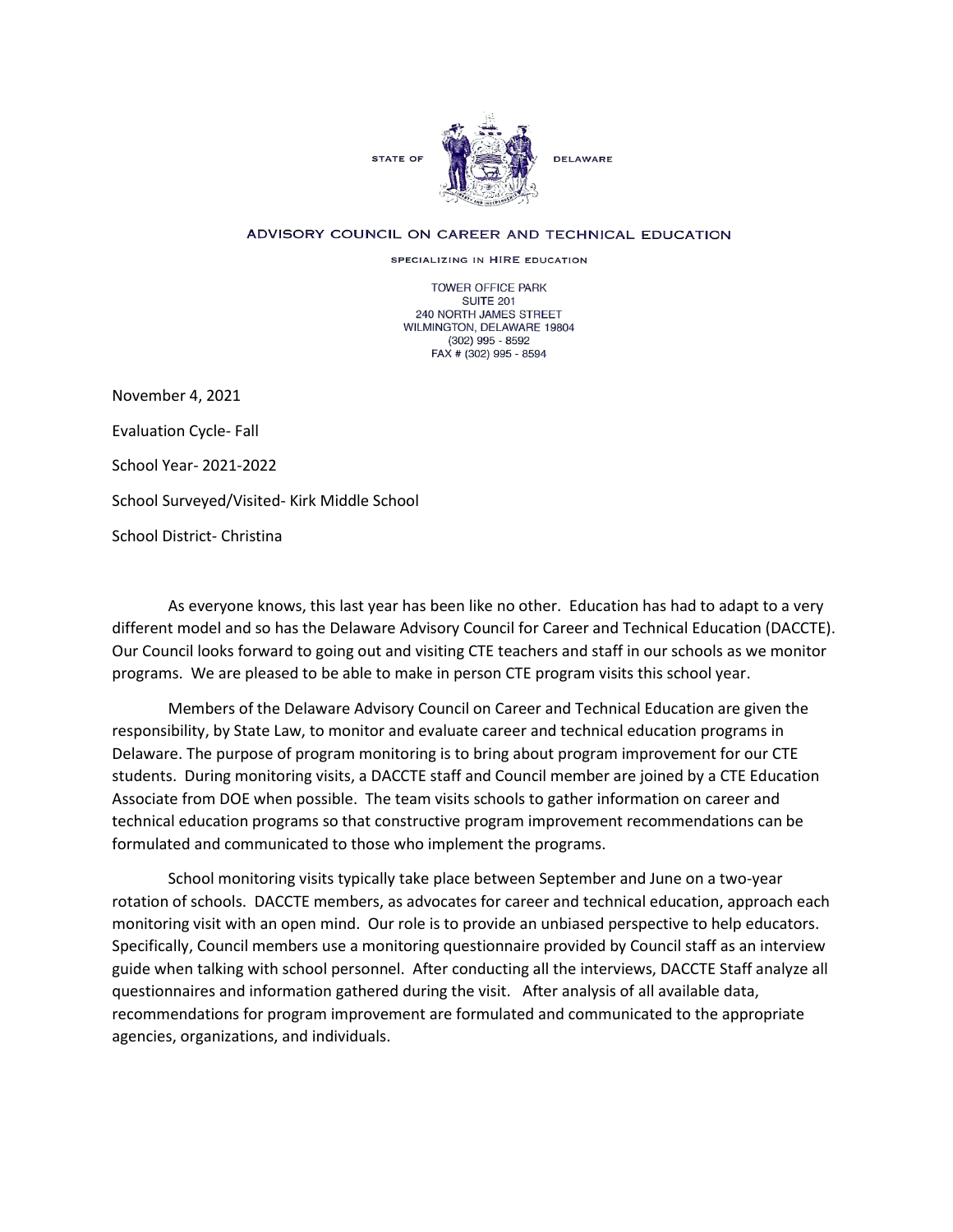STATE OF DELAWARE

ADVISORY COUNCIL ON CAREER AND TECHNICAL EDUCATION

SPECIALIZING IN HIRE EDUCATION

TOWER OFFICE PARK
SUITE 201
240 NORTH JAMES STREET
WILMINGTON, DELAWARE 19804
(302) 995 - 8592
FAX # (302) 995 - 8594

November 4, 2021

Evaluation Cycle- Fall

School Year- 2021-2022

School Surveyed/Visited- Kirk Middle School

School District- Christina

As everyone knows, this last year has been like no other. Education has had to adapt to a very different model and so has the Delaware Advisory Council for Career and Technical Education (DACCTE). Our Council looks forward to going out and visiting CTE teachers and staff in our schools as we monitor programs. We are pleased to be able to make in person CTE program visits this school year.

Members of the Delaware Advisory Council on Career and Technical Education are given the responsibility, by State Law, to monitor and evaluate career and technical education programs in Delaware. The purpose of program monitoring is to bring about program improvement for our CTE students. During monitoring visits, a DACCTE staff and Council member are joined by a CTE Education Associate from DOE when possible. The team visits schools to gather information on career and technical education programs so that constructive program improvement recommendations can be formulated and communicated to those who implement the programs.

School monitoring visits typically take place between September and June on a two-year rotation of schools. DACCTE members, as advocates for career and technical education, approach each monitoring visit with an open mind. Our role is to provide an unbiased perspective to help educators. Specifically, Council members use a monitoring questionnaire provided by Council staff as an interview guide when talking with school personnel. After conducting all the interviews, DACCTE Staff analyze all questionnaires and information gathered during the visit. After analysis of all available data, recommendations for program improvement are formulated and communicated to the appropriate agencies, organizations, and individuals.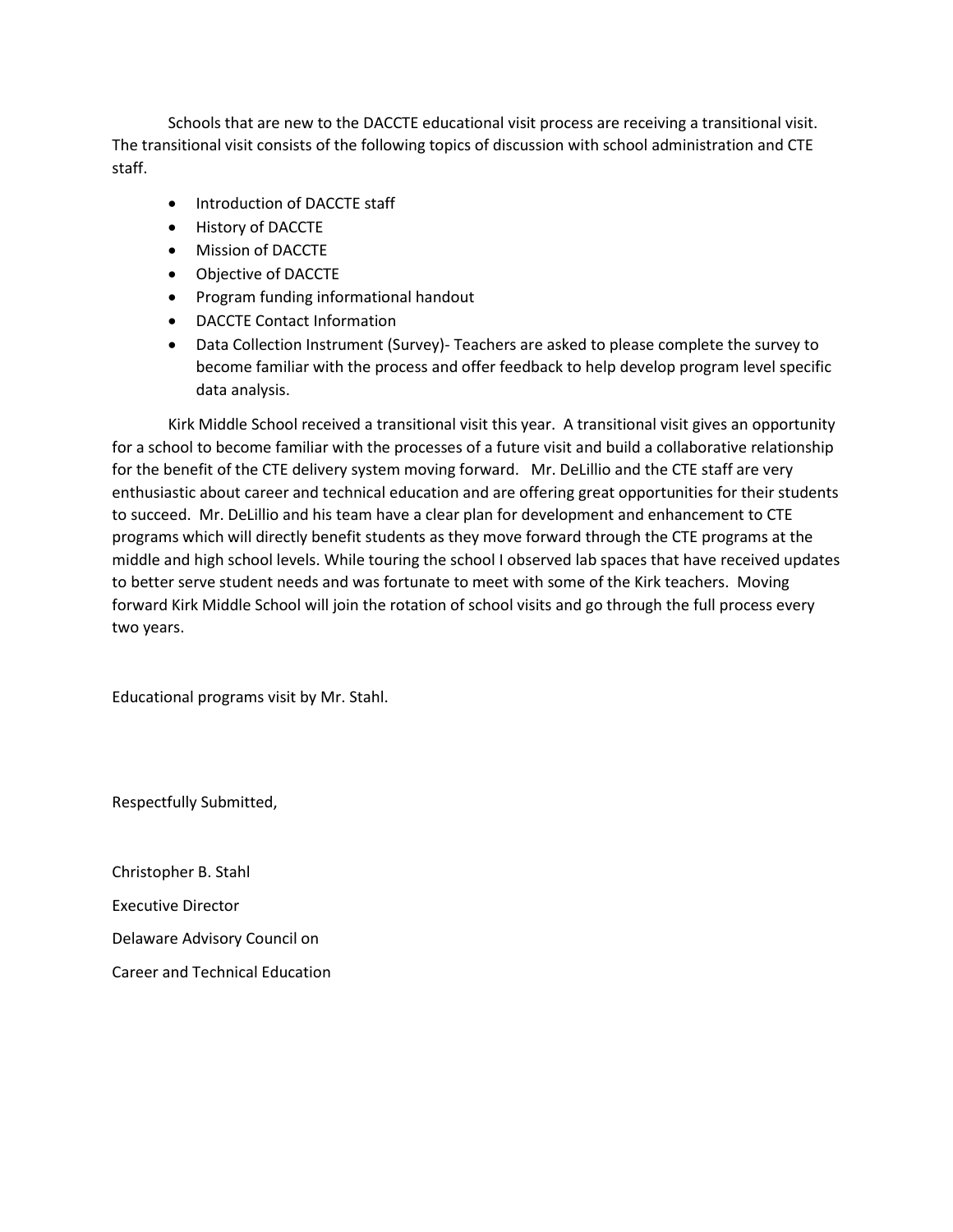Schools that are new to the DACCTE educational visit process are receiving a transitional visit. The transitional visit consists of the following topics of discussion with school administration and CTE staff.

- Introduction of DACCTE staff
- History of DACCTE
- Mission of DACCTE
- Objective of DACCTE
- Program funding informational handout
- DACCTE Contact Information
- Data Collection Instrument (Survey)- Teachers are asked to please complete the survey to become familiar with the process and offer feedback to help develop program level specific data analysis.

Kirk Middle School received a transitional visit this year. A transitional visit gives an opportunity for a school to become familiar with the processes of a future visit and build a collaborative relationship for the benefit of the CTE delivery system moving forward. Mr. DeLillio and the CTE staff are very enthusiastic about career and technical education and are offering great opportunities for their students to succeed. Mr. DeLillio and his team have a clear plan for development and enhancement to CTE programs which will directly benefit students as they move forward through the CTE programs at the middle and high school levels. While touring the school I observed lab spaces that have received updates to better serve student needs and was fortunate to meet with some of the Kirk teachers. Moving forward Kirk Middle School will join the rotation of school visits and go through the full process every two years.

Educational programs visit by Mr. Stahl.

Respectfully Submitted,

Christopher B. Stahl

Executive Director

Delaware Advisory Council on

Career and Technical Education